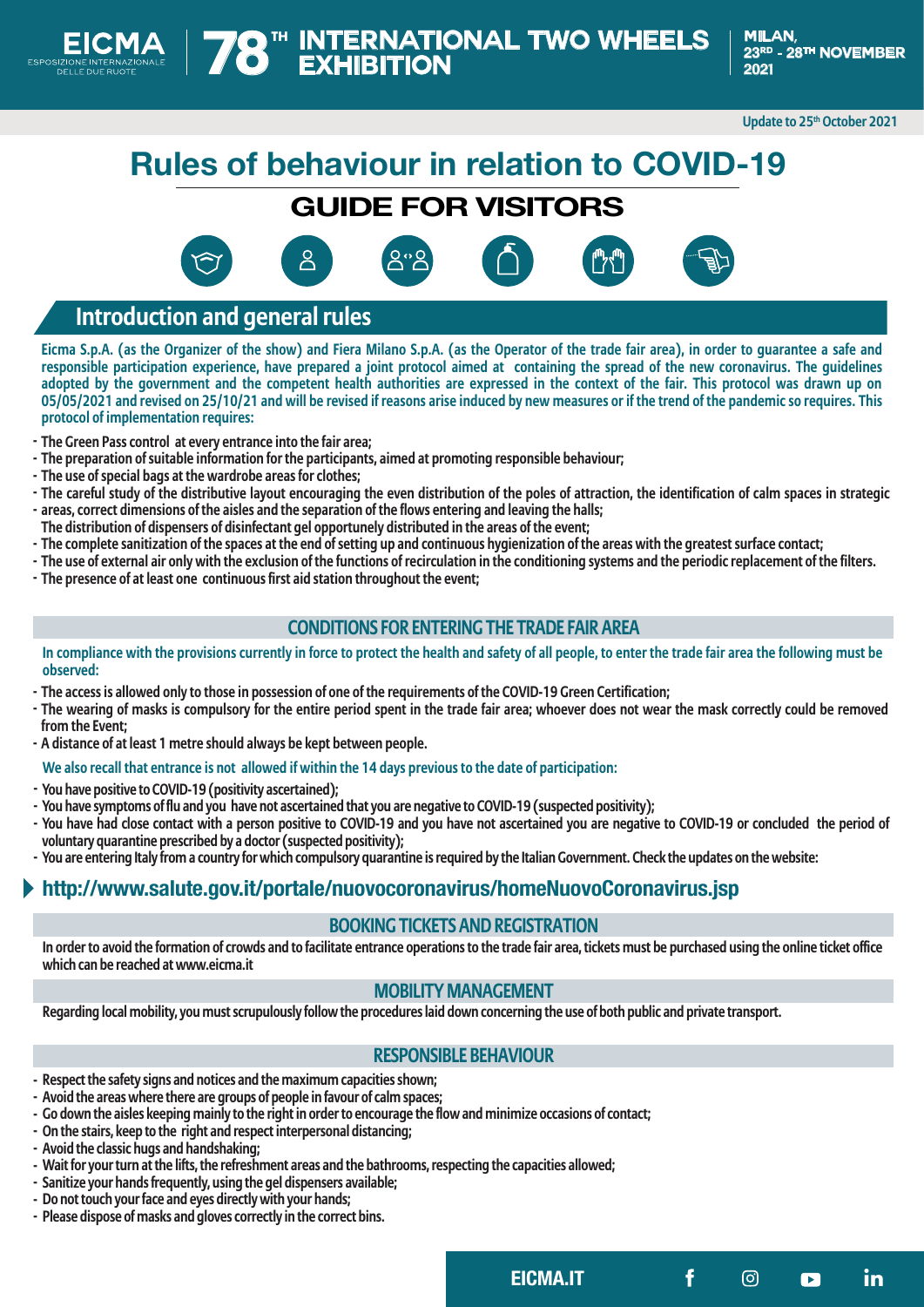EICMA
ESPOSIZIONE INTERNAZIONALE DELLE DUE RUOTE

# 78TH INTERNATIONAL TWO WHEELS EXHIBITION

MILAN, 23RD - 28TH NOVEMBER 2021

Update to 25th October 2021

# Rules of behaviour in relation to COVID-19

## GUIDE FOR VISITORS

## Introduction and general rules

**Eicma S.p.A. (as the Organizer of the show) and Fiera Milano S.p.A. (as the Operator of the trade fair area), in order to guarantee a safe and responsible participation experience, have prepared a joint protocol aimed at containing the spread of the new coronavirus. The guidelines adopted by the government and the competent health authorities are expressed in the context of the fair. This protocol was drawn up on 05/05/2021 and revised on 25/10/21 and will be revised if reasons arise induced by new measures or if the trend of the pandemic so requires. This protocol of implementation requires:**

- The Green Pass control at every entrance into the fair area;
- The preparation of suitable information for the participants, aimed at promoting responsible behaviour;
- The use of special bags at the wardrobe areas for clothes;
- The careful study of the distributive layout encouraging the even distribution of the poles of attraction, the identification of calm spaces in strategic areas, correct dimensions of the aisles and the separation of the flows entering and leaving the halls;
- The distribution of dispensers of disinfectant gel opportunely distributed in the areas of the event;
- The complete sanitization of the spaces at the end of setting up and continuous hygienization of the areas with the greatest surface contact;
- The use of external air only with the exclusion of the functions of recirculation in the conditioning systems and the periodic replacement of the filters.
- The presence of at least one continuous first aid station throughout the event;

### CONDITIONS FOR ENTERING THE TRADE FAIR AREA

**In compliance with the provisions currently in force to protect the health and safety of all people, to enter the trade fair area the following must be observed:**

- The access is allowed only to those in possession of one of the requirements of the COVID-19 Green Certification;
- The wearing of masks is compulsory for the entire period spent in the trade fair area; whoever does not wear the mask correctly could be removed from the Event;
- A distance of at least 1 metre should always be kept between people.

**We also recall that entrance is not allowed if within the 14 days previous to the date of participation:**

- You have positive to COVID-19 (positivity ascertained);
- You have symptoms of flu and you have not ascertained that you are negative to COVID-19 (suspected positivity);
- You have had close contact with a person positive to COVID-19 and you have not ascertained you are negative to COVID-19 or concluded the period of voluntary quarantine prescribed by a doctor (suspected positivity);
- You are entering Italy from a country for which compulsory quarantine is required by the Italian Government. Check the updates on the website:

**http://www.salute.gov.it/portale/nuovocoronavirus/homeNuovoCoronavirus.jsp**

### BOOKING TICKETS AND REGISTRATION

In order to avoid the formation of crowds and to facilitate entrance operations to the trade fair area, tickets must be purchased using the online ticket office which can be reached at www.eicma.it

### MOBILITY MANAGEMENT

Regarding local mobility, you must scrupulously follow the procedures laid down concerning the use of both public and private transport.

### RESPONSIBLE BEHAVIOUR

- Respect the safety signs and notices and the maximum capacities shown;
- Avoid the areas where there are groups of people in favour of calm spaces;
- Go down the aisles keeping mainly to the right in order to encourage the flow and minimize occasions of contact;
- On the stairs, keep to the right and respect interpersonal distancing;
- Avoid the classic hugs and handshaking;
- Wait for your turn at the lifts, the refreshment areas and the bathrooms, respecting the capacities allowed;
- Sanitize your hands frequently, using the gel dispensers available;
- Do not touch your face and eyes directly with your hands;
- Please dispose of masks and gloves correctly in the correct bins.

EICMA.IT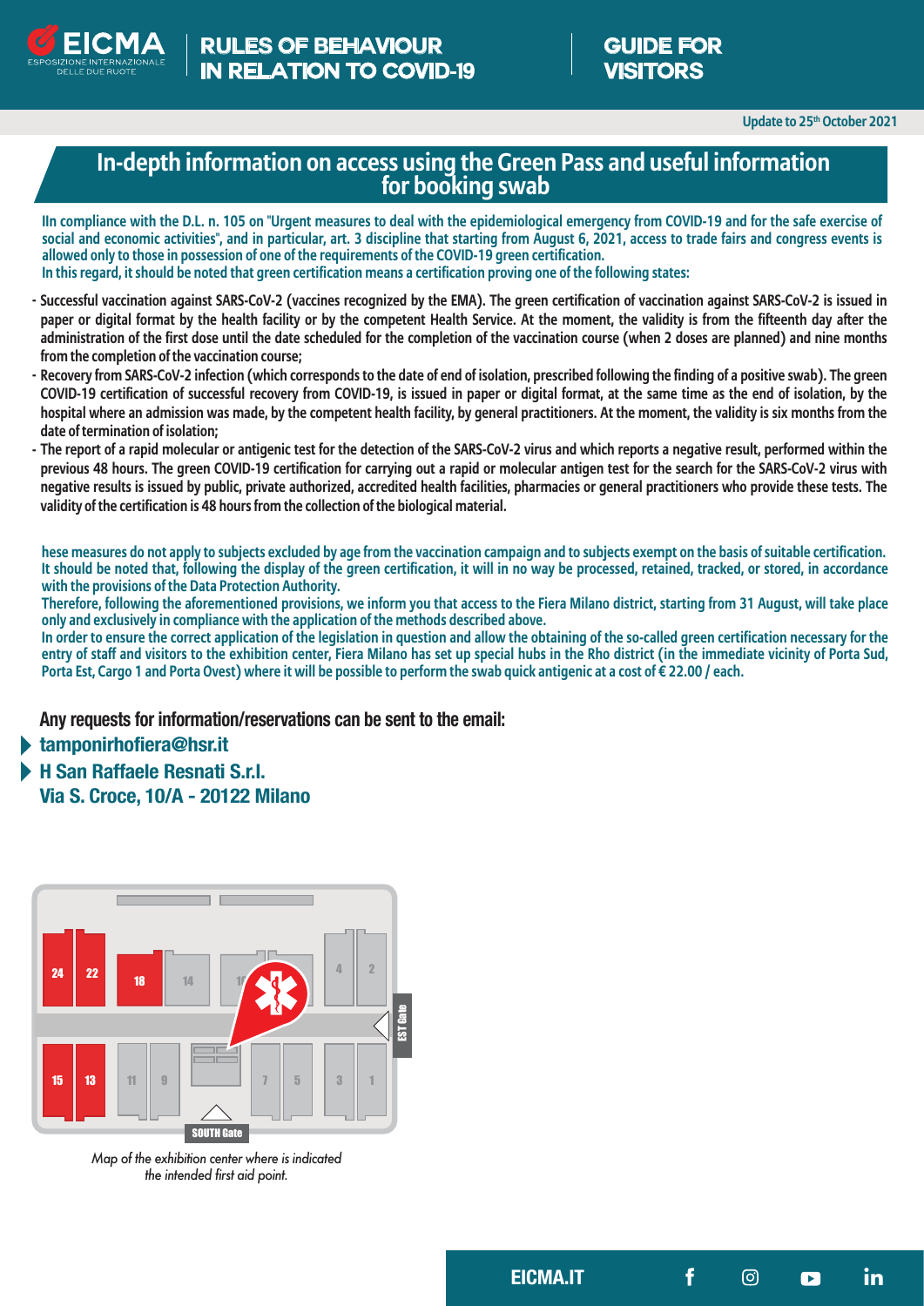# In-depth information on access using the Green Pass and useful information for booking swab

IIn compliance with the D.L. n. 105 on "Urgent measures to deal with the epidemiological emergency from COVID-19 and for the safe exercise of social and economic activities", and in particular, art. 3 discipline that starting from August 6, 2021, access to trade fairs and congress events is allowed only to those in possession of one of the requirements of the COVID-19 green certification.
In this regard, it should be noted that green certification means a certification proving one of the following states:

- Successful vaccination against SARS-CoV-2 (vaccines recognized by the EMA). The green certification of vaccination against SARS-CoV-2 is issued in paper or digital format by the health facility or by the competent Health Service. At the moment, the validity is from the fifteenth day after the administration of the first dose until the date scheduled for the completion of the vaccination course (when 2 doses are planned) and nine months from the completion of the vaccination course;
- Recovery from SARS-CoV-2 infection (which corresponds to the date of end of isolation, prescribed following the finding of a positive swab). The green COVID-19 certification of successful recovery from COVID-19, is issued in paper or digital format, at the same time as the end of isolation, by the hospital where an admission was made, by the competent health facility, by general practitioners. At the moment, the validity is six months from the date of termination of isolation;
- The report of a rapid molecular or antigenic test for the detection of the SARS-CoV-2 virus and which reports a negative result, performed within the previous 48 hours. The green COVID-19 certification for carrying out a rapid or molecular antigen test for the search for the SARS-CoV-2 virus with negative results is issued by public, private authorized, accredited health facilities, pharmacies or general practitioners who provide these tests. The validity of the certification is 48 hours from the collection of the biological material.

hese measures do not apply to subjects excluded by age from the vaccination campaign and to subjects exempt on the basis of suitable certification. It should be noted that, following the display of the green certification, it will in no way be processed, retained, tracked, or stored, in accordance with the provisions of the Data Protection Authority.
Therefore, following the aforementioned provisions, we inform you that access to the Fiera Milano district, starting from 31 August, will take place only and exclusively in compliance with the application of the methods described above.
In order to ensure the correct application of the legislation in question and allow the obtaining of the so-called green certification necessary for the entry of staff and visitors to the exhibition center, Fiera Milano has set up special hubs in the Rho district (in the immediate vicinity of Porta Sud, Porta Est, Cargo 1 and Porta Ovest) where it will be possible to perform the swab quick antigenic at a cost of € 22.00 / each.

**Any requests for information/reservations can be sent to the email:**

- **tamponirhofiera@hsr.it**
- **H San Raffaele Resnati S.r.l.**
  **Via S. Croce, 10/A - 20122 Milano**

24 22 18 14 10 4 2 15 13 11 9 7 5 3 1
EST Gate
SOUTH Gate

*Map of the exhibition center where is indicated the intended first aid point.*